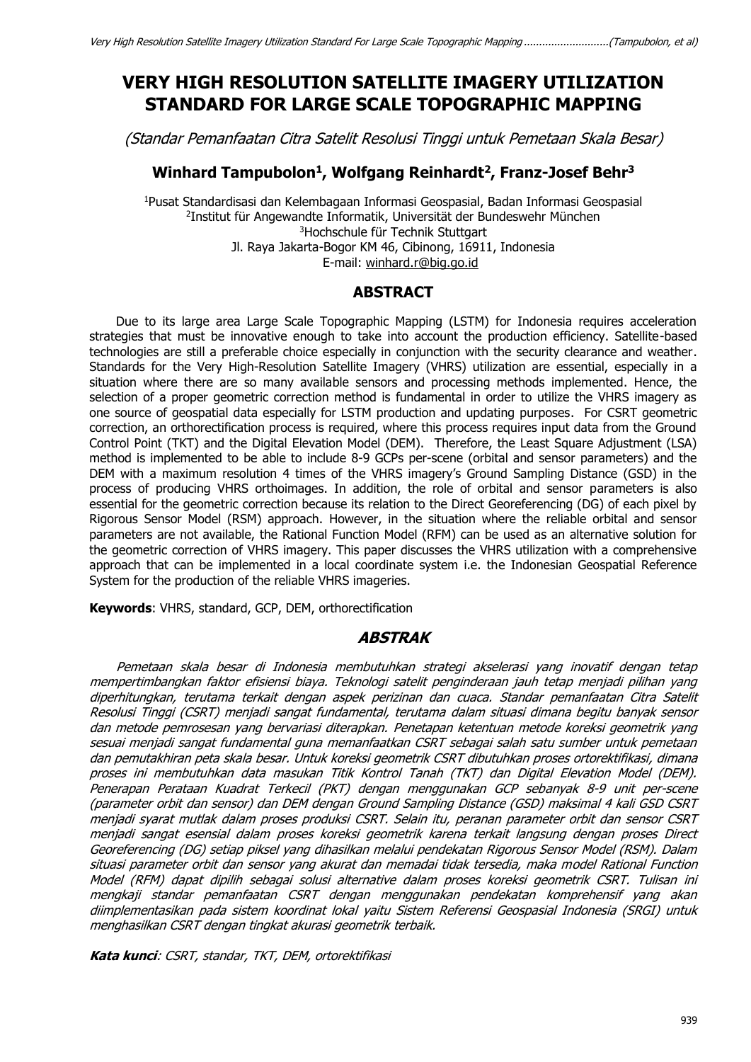# VERY HIGH RESOLUTION SATELLITE IMAGERY UTILIZATION STANDARD FOR LARGE SCALE TOPOGRAPHIC MAPPING

*(Standar Pemanfaatan Citra Satelit Resolusi Tinggi untuk Pemetaan Skala Besar)*

**Winhard Tampubolon[1], Wolfgang Reinhardt[2], Franz-Josef Behr[3]**

[1]Pusat Standardisasi dan Kelembagaan Informasi Geospasial, Badan Informasi Geospasial
[2]Institut für Angewandte Informatik, Universität der Bundeswehr München
[3]Hochschule für Technik Stuttgart
Jl. Raya Jakarta-Bogor KM 46, Cibinong, 16911, Indonesia
E-mail: winhard.r@big.go.id

## ABSTRACT

Due to its large area Large Scale Topographic Mapping (LSTM) for Indonesia requires acceleration strategies that must be innovative enough to take into account the production efficiency. Satellite-based technologies are still a preferable choice especially in conjunction with the security clearance and weather. Standards for the Very High-Resolution Satellite Imagery (VHRS) utilization are essential, especially in a situation where there are so many available sensors and processing methods implemented. Hence, the selection of a proper geometric correction method is fundamental in order to utilize the VHRS imagery as one source of geospatial data especially for LSTM production and updating purposes. For CSRT geometric correction, an orthorectification process is required, where this process requires input data from the Ground Control Point (TKT) and the Digital Elevation Model (DEM). Therefore, the Least Square Adjustment (LSA) method is implemented to be able to include 8-9 GCPs per-scene (orbital and sensor parameters) and the DEM with a maximum resolution 4 times of the VHRS imagery's Ground Sampling Distance (GSD) in the process of producing VHRS orthoimages. In addition, the role of orbital and sensor parameters is also essential for the geometric correction because its relation to the Direct Georeferencing (DG) of each pixel by Rigorous Sensor Model (RSM) approach. However, in the situation where the reliable orbital and sensor parameters are not available, the Rational Function Model (RFM) can be used as an alternative solution for the geometric correction of VHRS imagery. This paper discusses the VHRS utilization with a comprehensive approach that can be implemented in a local coordinate system i.e. the Indonesian Geospatial Reference System for the production of the reliable VHRS imageries.

**Keywords**: VHRS, standard, GCP, DEM, orthorectification

## *ABSTRAK*

*Pemetaan skala besar di Indonesia membutuhkan strategi akselerasi yang inovatif dengan tetap mempertimbangkan faktor efisiensi biaya. Teknologi satelit penginderaan jauh tetap menjadi pilihan yang diperhitungkan, terutama terkait dengan aspek perizinan dan cuaca. Standar pemanfaatan Citra Satelit Resolusi Tinggi (CSRT) menjadi sangat fundamental, terutama dalam situasi dimana begitu banyak sensor dan metode pemrosesan yang bervariasi diterapkan. Penetapan ketentuan metode koreksi geometrik yang sesuai menjadi sangat fundamental guna memanfaatkan CSRT sebagai salah satu sumber untuk pemetaan dan pemutakhiran peta skala besar. Untuk koreksi geometrik CSRT dibutuhkan proses ortorektifikasi, dimana proses ini membutuhkan data masukan Titik Kontrol Tanah (TKT) dan Digital Elevation Model (DEM). Penerapan Perataan Kuadrat Terkecil (PKT) dengan menggunakan GCP sebanyak 8-9 unit per-scene (parameter orbit dan sensor) dan DEM dengan Ground Sampling Distance (GSD) maksimal 4 kali GSD CSRT menjadi syarat mutlak dalam proses produksi CSRT. Selain itu, peranan parameter orbit dan sensor CSRT menjadi sangat esensial dalam proses koreksi geometrik karena terkait langsung dengan proses Direct Georeferencing (DG) setiap piksel yang dihasilkan melalui pendekatan Rigorous Sensor Model (RSM). Dalam situasi parameter orbit dan sensor yang akurat dan memadai tidak tersedia, maka model Rational Function Model (RFM) dapat dipilih sebagai solusi alternative dalam proses koreksi geometrik CSRT. Tulisan ini mengkaji standar pemanfaatan CSRT dengan menggunakan pendekatan komprehensif yang akan diimplementasikan pada sistem koordinat lokal yaitu Sistem Referensi Geospasial Indonesia (SRGI) untuk menghasilkan CSRT dengan tingkat akurasi geometrik terbaik.*

***Kata kunci**: CSRT, standar, TKT, DEM, ortorektifikasi*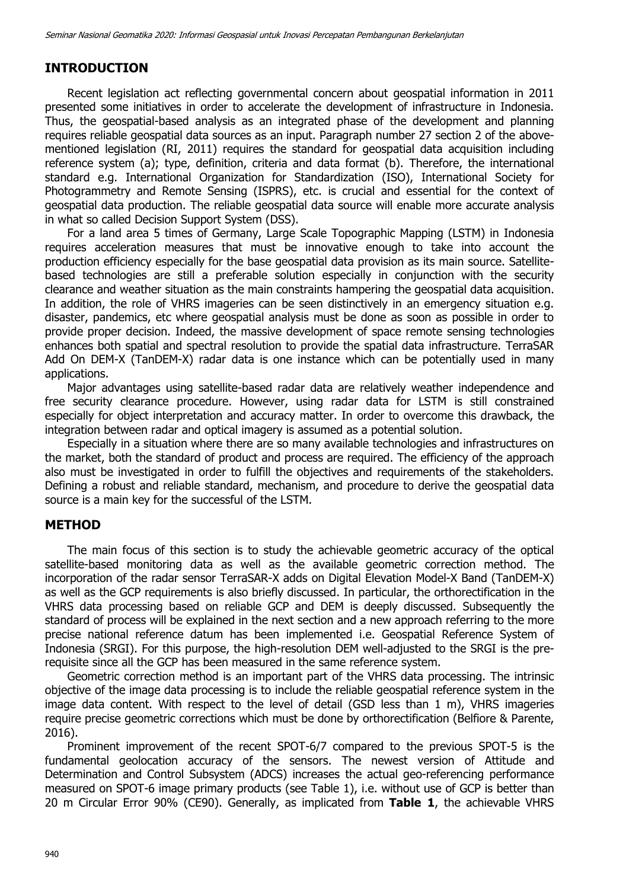## INTRODUCTION

Recent legislation act reflecting governmental concern about geospatial information in 2011 presented some initiatives in order to accelerate the development of infrastructure in Indonesia. Thus, the geospatial-based analysis as an integrated phase of the development and planning requires reliable geospatial data sources as an input. Paragraph number 27 section 2 of the above-mentioned legislation (RI, 2011) requires the standard for geospatial data acquisition including reference system (a); type, definition, criteria and data format (b). Therefore, the international standard e.g. International Organization for Standardization (ISO), International Society for Photogrammetry and Remote Sensing (ISPRS), etc. is crucial and essential for the context of geospatial data production. The reliable geospatial data source will enable more accurate analysis in what so called Decision Support System (DSS).

For a land area 5 times of Germany, Large Scale Topographic Mapping (LSTM) in Indonesia requires acceleration measures that must be innovative enough to take into account the production efficiency especially for the base geospatial data provision as its main source. Satellite-based technologies are still a preferable solution especially in conjunction with the security clearance and weather situation as the main constraints hampering the geospatial data acquisition. In addition, the role of VHRS imageries can be seen distinctively in an emergency situation e.g. disaster, pandemics, etc where geospatial analysis must be done as soon as possible in order to provide proper decision. Indeed, the massive development of space remote sensing technologies enhances both spatial and spectral resolution to provide the spatial data infrastructure. TerraSAR Add On DEM-X (TanDEM-X) radar data is one instance which can be potentially used in many applications.

Major advantages using satellite-based radar data are relatively weather independence and free security clearance procedure. However, using radar data for LSTM is still constrained especially for object interpretation and accuracy matter. In order to overcome this drawback, the integration between radar and optical imagery is assumed as a potential solution.

Especially in a situation where there are so many available technologies and infrastructures on the market, both the standard of product and process are required. The efficiency of the approach also must be investigated in order to fulfill the objectives and requirements of the stakeholders. Defining a robust and reliable standard, mechanism, and procedure to derive the geospatial data source is a main key for the successful of the LSTM.

## METHOD

The main focus of this section is to study the achievable geometric accuracy of the optical satellite-based monitoring data as well as the available geometric correction method. The incorporation of the radar sensor TerraSAR-X adds on Digital Elevation Model-X Band (TanDEM-X) as well as the GCP requirements is also briefly discussed. In particular, the orthorectification in the VHRS data processing based on reliable GCP and DEM is deeply discussed. Subsequently the standard of process will be explained in the next section and a new approach referring to the more precise national reference datum has been implemented i.e. Geospatial Reference System of Indonesia (SRGI). For this purpose, the high-resolution DEM well-adjusted to the SRGI is the pre-requisite since all the GCP has been measured in the same reference system.

Geometric correction method is an important part of the VHRS data processing. The intrinsic objective of the image data processing is to include the reliable geospatial reference system in the image data content. With respect to the level of detail (GSD less than 1 m), VHRS imageries require precise geometric corrections which must be done by orthorectification (Belfiore & Parente, 2016).

Prominent improvement of the recent SPOT-6/7 compared to the previous SPOT-5 is the fundamental geolocation accuracy of the sensors. The newest version of Attitude and Determination and Control Subsystem (ADCS) increases the actual geo-referencing performance measured on SPOT-6 image primary products (see Table 1), i.e. without use of GCP is better than 20 m Circular Error 90% (CE90). Generally, as implicated from **Table 1**, the achievable VHRS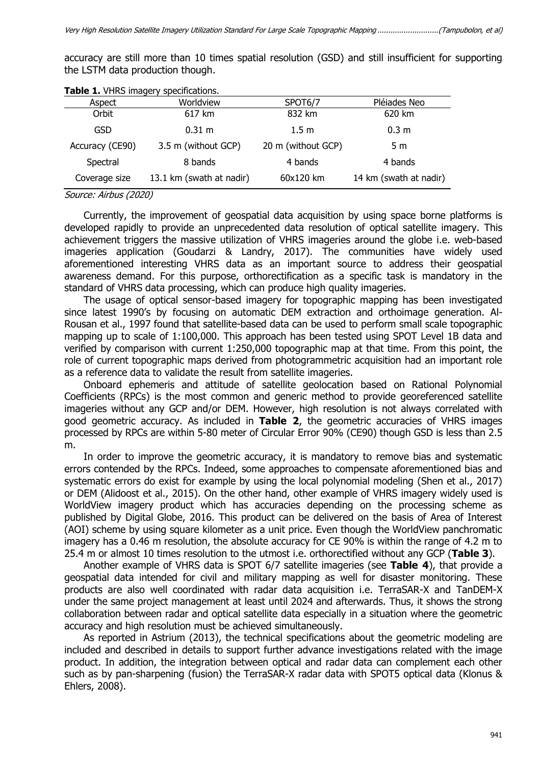accuracy are still more than 10 times spatial resolution (GSD) and still insufficient for supporting the LSTM data production though.

**Table 1.** VHRS imagery specifications.

| Aspect | Worldview | SPOT6/7 | Pléiades Neo |
|---|---|---|---|
| Orbit | 617 km | 832 km | 620 km |
| GSD | 0.31 m | 1.5 m | 0.3 m |
| Accuracy (CE90) | 3.5 m (without GCP) | 20 m (without GCP) | 5 m |
| Spectral | 8 bands | 4 bands | 4 bands |
| Coverage size | 13.1 km (swath at nadir) | 60x120 km | 14 km (swath at nadir) |

*Source: Airbus (2020)*

Currently, the improvement of geospatial data acquisition by using space borne platforms is developed rapidly to provide an unprecedented data resolution of optical satellite imagery. This achievement triggers the massive utilization of VHRS imageries around the globe i.e. web-based imageries application (Goudarzi & Landry, 2017). The communities have widely used aforementioned interesting VHRS data as an important source to address their geospatial awareness demand. For this purpose, orthorectification as a specific task is mandatory in the standard of VHRS data processing, which can produce high quality imageries.

The usage of optical sensor-based imagery for topographic mapping has been investigated since latest 1990's by focusing on automatic DEM extraction and orthoimage generation. Al-Rousan et al., 1997 found that satellite-based data can be used to perform small scale topographic mapping up to scale of 1:100,000. This approach has been tested using SPOT Level 1B data and verified by comparison with current 1:250,000 topographic map at that time. From this point, the role of current topographic maps derived from photogrammetric acquisition had an important role as a reference data to validate the result from satellite imageries.

Onboard ephemeris and attitude of satellite geolocation based on Rational Polynomial Coefficients (RPCs) is the most common and generic method to provide georeferenced satellite imageries without any GCP and/or DEM. However, high resolution is not always correlated with good geometric accuracy. As included in **Table 2**, the geometric accuracies of VHRS images processed by RPCs are within 5-80 meter of Circular Error 90% (CE90) though GSD is less than 2.5 m.

In order to improve the geometric accuracy, it is mandatory to remove bias and systematic errors contended by the RPCs. Indeed, some approaches to compensate aforementioned bias and systematic errors do exist for example by using the local polynomial modeling (Shen et al., 2017) or DEM (Alidoost et al., 2015). On the other hand, other example of VHRS imagery widely used is WorldView imagery product which has accuracies depending on the processing scheme as published by Digital Globe, 2016. This product can be delivered on the basis of Area of Interest (AOI) scheme by using square kilometer as a unit price. Even though the WorldView panchromatic imagery has a 0.46 m resolution, the absolute accuracy for CE 90% is within the range of 4.2 m to 25.4 m or almost 10 times resolution to the utmost i.e. orthorectified without any GCP (**Table 3**).

Another example of VHRS data is SPOT 6/7 satellite imageries (see **Table 4**), that provide a geospatial data intended for civil and military mapping as well for disaster monitoring. These products are also well coordinated with radar data acquisition i.e. TerraSAR-X and TanDEM-X under the same project management at least until 2024 and afterwards. Thus, it shows the strong collaboration between radar and optical satellite data especially in a situation where the geometric accuracy and high resolution must be achieved simultaneously.

As reported in Astrium (2013), the technical specifications about the geometric modeling are included and described in details to support further advance investigations related with the image product. In addition, the integration between optical and radar data can complement each other such as by pan-sharpening (fusion) the TerraSAR-X radar data with SPOT5 optical data (Klonus & Ehlers, 2008).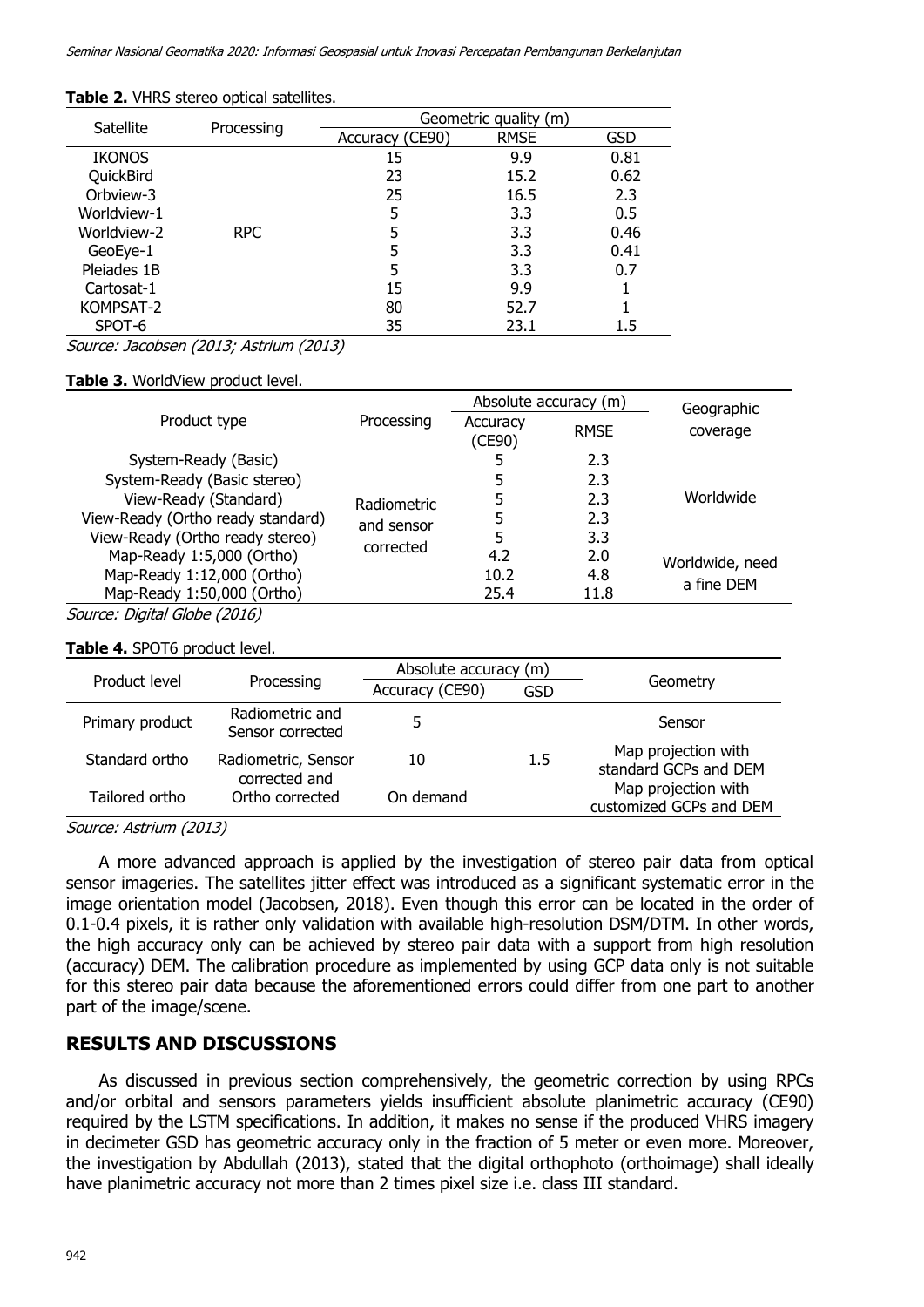**Table 2.** VHRS stereo optical satellites.

| Satellite | Processing | Geometric quality (m) | | |
|---|---|---|---|---|
| | | Accuracy (CE90) | RMSE | GSD |
| IKONOS | RPC | 15 | 9.9 | 0.81 |
| QuickBird | | 23 | 15.2 | 0.62 |
| Orbview-3 | | 25 | 16.5 | 2.3 |
| Worldview-1 | | 5 | 3.3 | 0.5 |
| Worldview-2 | | 5 | 3.3 | 0.46 |
| GeoEye-1 | | 5 | 3.3 | 0.41 |
| Pleiades 1B | | 5 | 3.3 | 0.7 |
| Cartosat-1 | | 15 | 9.9 | 1 |
| KOMPSAT-2 | | 80 | 52.7 | 1 |
| SPOT-6 | | 35 | 23.1 | 1.5 |

*Source: Jacobsen (2013); Astrium (2013)*

**Table 3.** WorldView product level.

| Product type | Processing | Absolute accuracy (m) | | Geographic coverage |
|---|---|---|---|---|
| | | Accuracy (CE90) | RMSE | |
| System-Ready (Basic) | Radiometric and sensor corrected | 5 | 2.3 | Worldwide |
| System-Ready (Basic stereo) | | 5 | 2.3 | |
| View-Ready (Standard) | | 5 | 2.3 | |
| View-Ready (Ortho ready standard) | | 5 | 2.3 | |
| View-Ready (Ortho ready stereo) | | 5 | 3.3 | |
| Map-Ready 1:5,000 (Ortho) | | 4.2 | 2.0 | Worldwide, need a fine DEM |
| Map-Ready 1:12,000 (Ortho) | | 10.2 | 4.8 | |
| Map-Ready 1:50,000 (Ortho) | | 25.4 | 11.8 | |

*Source: Digital Globe (2016)*

**Table 4.** SPOT6 product level.

| Product level | Processing | Absolute accuracy (m) | | Geometry |
|---|---|---|---|---|
| | | Accuracy (CE90) | GSD | |
| Primary product | Radiometric and Sensor corrected | 5 | 1.5 | Sensor |
| Standard ortho | Radiometric, Sensor corrected and Ortho corrected | 10 | | Map projection with standard GCPs and DEM |
| Tailored ortho | | On demand | | Map projection with customized GCPs and DEM |

*Source: Astrium (2013)*

A more advanced approach is applied by the investigation of stereo pair data from optical sensor imageries. The satellites jitter effect was introduced as a significant systematic error in the image orientation model (Jacobsen, 2018). Even though this error can be located in the order of 0.1-0.4 pixels, it is rather only validation with available high-resolution DSM/DTM. In other words, the high accuracy only can be achieved by stereo pair data with a support from high resolution (accuracy) DEM. The calibration procedure as implemented by using GCP data only is not suitable for this stereo pair data because the aforementioned errors could differ from one part to another part of the image/scene.

## RESULTS AND DISCUSSIONS

As discussed in previous section comprehensively, the geometric correction by using RPCs and/or orbital and sensors parameters yields insufficient absolute planimetric accuracy (CE90) required by the LSTM specifications. In addition, it makes no sense if the produced VHRS imagery in decimeter GSD has geometric accuracy only in the fraction of 5 meter or even more. Moreover, the investigation by Abdullah (2013), stated that the digital orthophoto (orthoimage) shall ideally have planimetric accuracy not more than 2 times pixel size i.e. class III standard.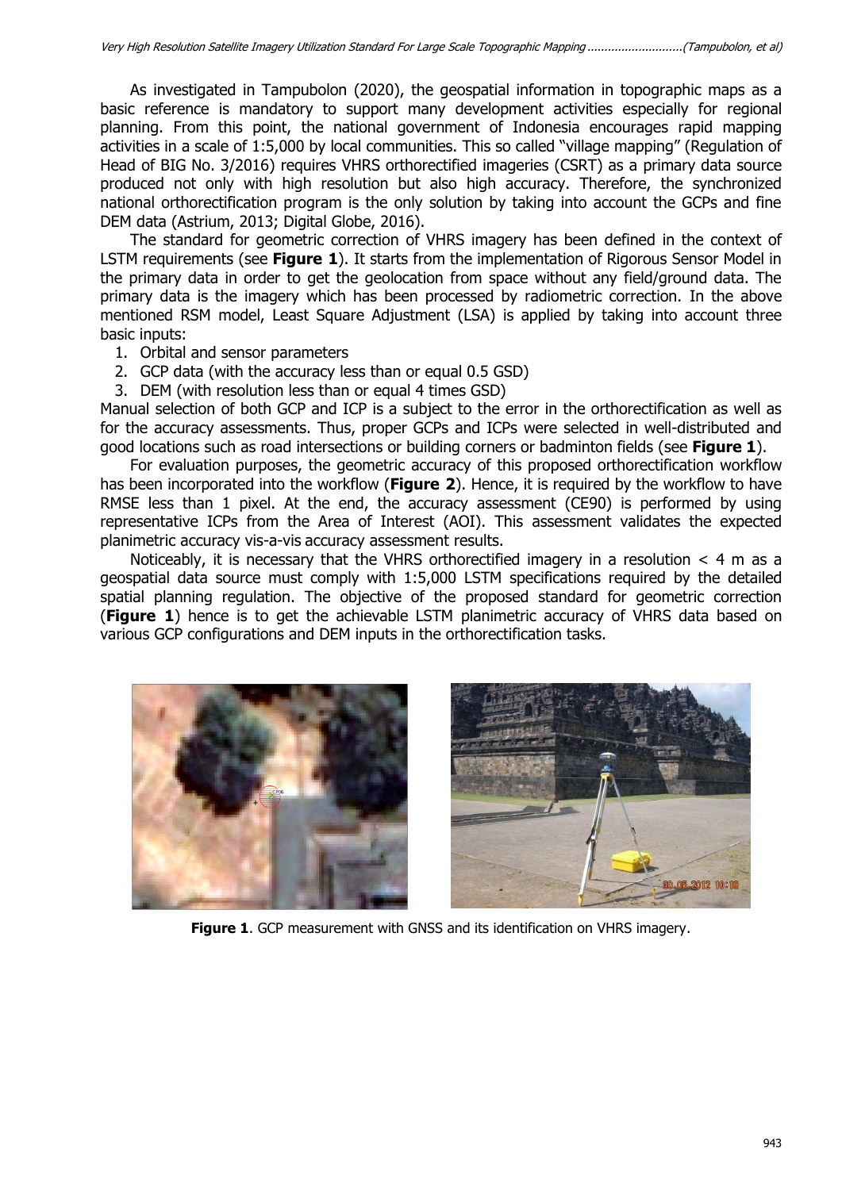As investigated in Tampubolon (2020), the geospatial information in topographic maps as a basic reference is mandatory to support many development activities especially for regional planning. From this point, the national government of Indonesia encourages rapid mapping activities in a scale of 1:5,000 by local communities. This so called "village mapping" (Regulation of Head of BIG No. 3/2016) requires VHRS orthorectified imageries (CSRT) as a primary data source produced not only with high resolution but also high accuracy. Therefore, the synchronized national orthorectification program is the only solution by taking into account the GCPs and fine DEM data (Astrium, 2013; Digital Globe, 2016).

The standard for geometric correction of VHRS imagery has been defined in the context of LSTM requirements (see **Figure 1**). It starts from the implementation of Rigorous Sensor Model in the primary data in order to get the geolocation from space without any field/ground data. The primary data is the imagery which has been processed by radiometric correction. In the above mentioned RSM model, Least Square Adjustment (LSA) is applied by taking into account three basic inputs:

1. Orbital and sensor parameters
2. GCP data (with the accuracy less than or equal 0.5 GSD)
3. DEM (with resolution less than or equal 4 times GSD)

Manual selection of both GCP and ICP is a subject to the error in the orthorectification as well as for the accuracy assessments. Thus, proper GCPs and ICPs were selected in well-distributed and good locations such as road intersections or building corners or badminton fields (see **Figure 1**).

For evaluation purposes, the geometric accuracy of this proposed orthorectification workflow has been incorporated into the workflow (**Figure 2**). Hence, it is required by the workflow to have RMSE less than 1 pixel. At the end, the accuracy assessment (CE90) is performed by using representative ICPs from the Area of Interest (AOI). This assessment validates the expected planimetric accuracy vis-a-vis accuracy assessment results.

Noticeably, it is necessary that the VHRS orthorectified imagery in a resolution < 4 m as a geospatial data source must comply with 1:5,000 LSTM specifications required by the detailed spatial planning regulation. The objective of the proposed standard for geometric correction (**Figure 1**) hence is to get the achievable LSTM planimetric accuracy of VHRS data based on various GCP configurations and DEM inputs in the orthorectification tasks.

**Figure 1**. GCP measurement with GNSS and its identification on VHRS imagery.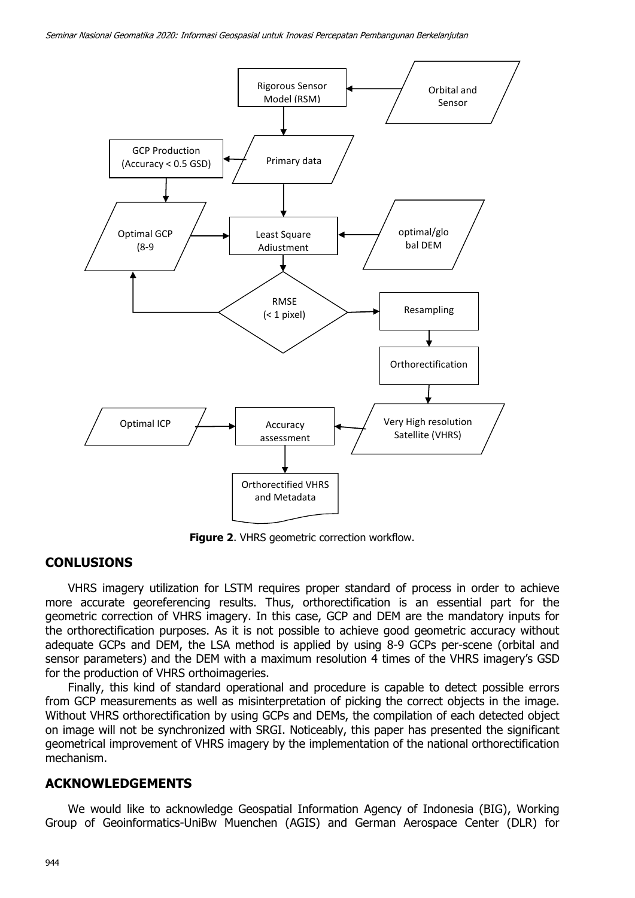Figure 2. VHRS geometric correction workflow.

## CONLUSIONS

VHRS imagery utilization for LSTM requires proper standard of process in order to achieve more accurate georeferencing results. Thus, orthorectification is an essential part for the geometric correction of VHRS imagery. In this case, GCP and DEM are the mandatory inputs for the orthorectification purposes. As it is not possible to achieve good geometric accuracy without adequate GCPs and DEM, the LSA method is applied by using 8-9 GCPs per-scene (orbital and sensor parameters) and the DEM with a maximum resolution 4 times of the VHRS imagery's GSD for the production of VHRS orthoimageries.

Finally, this kind of standard operational and procedure is capable to detect possible errors from GCP measurements as well as misinterpretation of picking the correct objects in the image. Without VHRS orthorectification by using GCPs and DEMs, the compilation of each detected object on image will not be synchronized with SRGI. Noticeably, this paper has presented the significant geometrical improvement of VHRS imagery by the implementation of the national orthorectification mechanism.

## ACKNOWLEDGEMENTS

We would like to acknowledge Geospatial Information Agency of Indonesia (BIG), Working Group of Geoinformatics-UniBw Muenchen (AGIS) and German Aerospace Center (DLR) for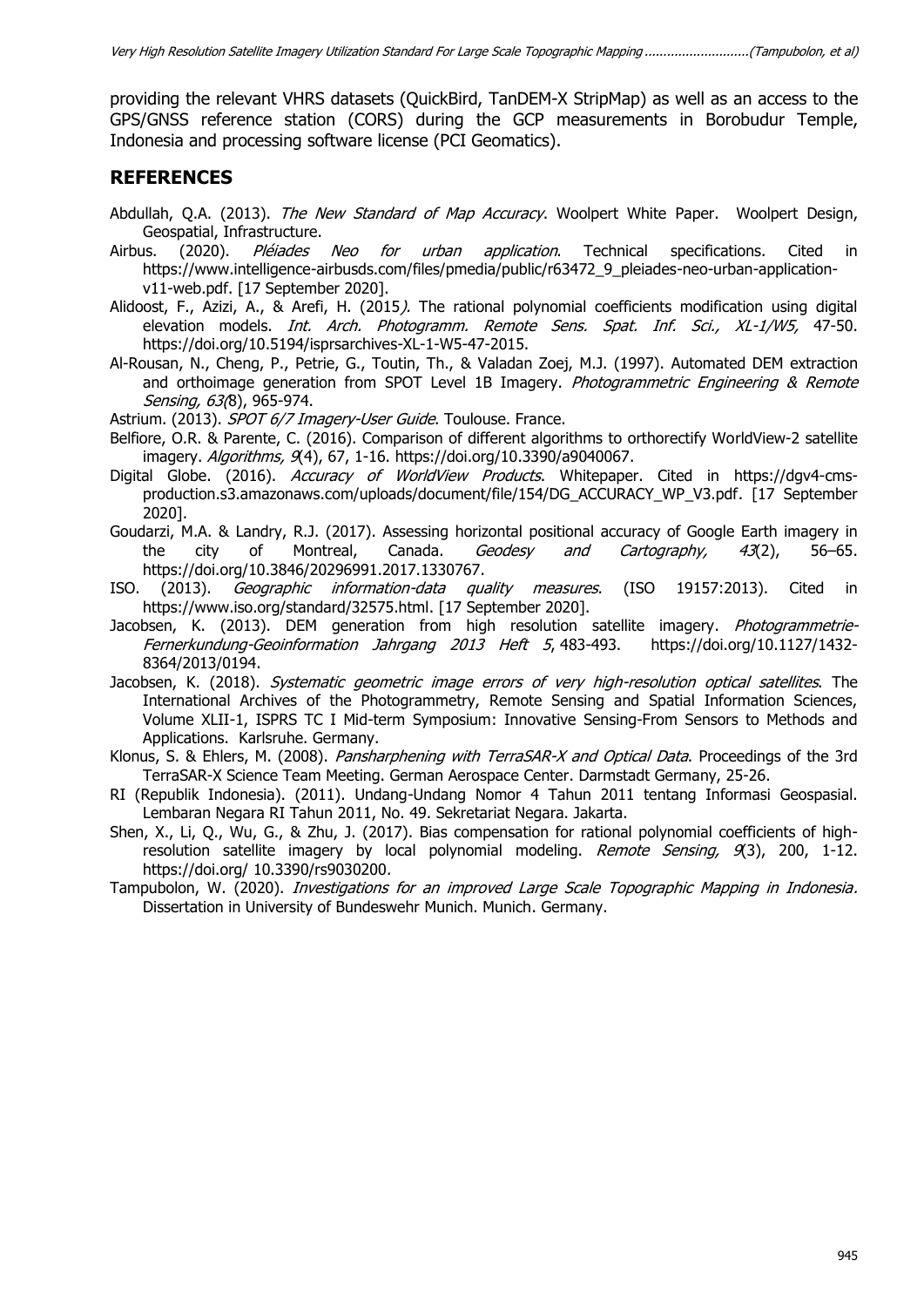providing the relevant VHRS datasets (QuickBird, TanDEM-X StripMap) as well as an access to the GPS/GNSS reference station (CORS) during the GCP measurements in Borobudur Temple, Indonesia and processing software license (PCI Geomatics).

## REFERENCES

Abdullah, Q.A. (2013). *The New Standard of Map Accuracy*. Woolpert White Paper. Woolpert Design, Geospatial, Infrastructure.

Airbus. (2020). *Pléiades Neo for urban application*. Technical specifications. Cited in https://www.intelligence-airbusds.com/files/pmedia/public/r63472_9_pleiades-neo-urban-application-v11-web.pdf. [17 September 2020].

Alidoost, F., Azizi, A., & Arefi, H. (2015*).* The rational polynomial coefficients modification using digital elevation models. *Int. Arch. Photogramm. Remote Sens. Spat. Inf. Sci., XL-1/W5,* 47-50. https://doi.org/10.5194/isprsarchives-XL-1-W5-47-2015.

Al-Rousan, N., Cheng, P., Petrie, G., Toutin, Th., & Valadan Zoej, M.J. (1997). Automated DEM extraction and orthoimage generation from SPOT Level 1B Imagery. *Photogrammetric Engineering & Remote Sensing, 63(*8), 965-974.

Astrium. (2013). *SPOT 6/7 Imagery-User Guide*. Toulouse. France.

Belfiore, O.R. & Parente, C. (2016). Comparison of different algorithms to orthorectify WorldView-2 satellite imagery. *Algorithms, 9*(4), 67, 1-16. https://doi.org/10.3390/a9040067.

Digital Globe. (2016). *Accuracy of WorldView Products*. Whitepaper. Cited in https://dgv4-cms-production.s3.amazonaws.com/uploads/document/file/154/DG_ACCURACY_WP_V3.pdf. [17 September 2020].

Goudarzi, M.A. & Landry, R.J. (2017). Assessing horizontal positional accuracy of Google Earth imagery in the city of Montreal, Canada. *Geodesy and Cartography, 43*(2), 56–65. https://doi.org/10.3846/20296991.2017.1330767.

ISO. (2013). *Geographic information-data quality measures*. (ISO 19157:2013). Cited in https://www.iso.org/standard/32575.html. [17 September 2020].

Jacobsen, K. (2013). DEM generation from high resolution satellite imagery. *Photogrammetrie-Fernerkundung-Geoinformation Jahrgang 2013 Heft 5*, 483-493. https://doi.org/10.1127/1432-8364/2013/0194.

Jacobsen, K. (2018). *Systematic geometric image errors of very high-resolution optical satellites*. The International Archives of the Photogrammetry, Remote Sensing and Spatial Information Sciences, Volume XLII-1, ISPRS TC I Mid-term Symposium: Innovative Sensing-From Sensors to Methods and Applications. Karlsruhe. Germany.

Klonus, S. & Ehlers, M. (2008). *Pansharphening with TerraSAR-X and Optical Data*. Proceedings of the 3rd TerraSAR-X Science Team Meeting. German Aerospace Center. Darmstadt Germany, 25-26.

RI (Republik Indonesia). (2011). Undang-Undang Nomor 4 Tahun 2011 tentang Informasi Geospasial. Lembaran Negara RI Tahun 2011, No. 49. Sekretariat Negara. Jakarta.

Shen, X., Li, Q., Wu, G., & Zhu, J. (2017). Bias compensation for rational polynomial coefficients of high-resolution satellite imagery by local polynomial modeling. *Remote Sensing, 9*(3), 200, 1-12. https://doi.org/ 10.3390/rs9030200.

Tampubolon, W. (2020). *Investigations for an improved Large Scale Topographic Mapping in Indonesia.* Dissertation in University of Bundeswehr Munich. Munich. Germany.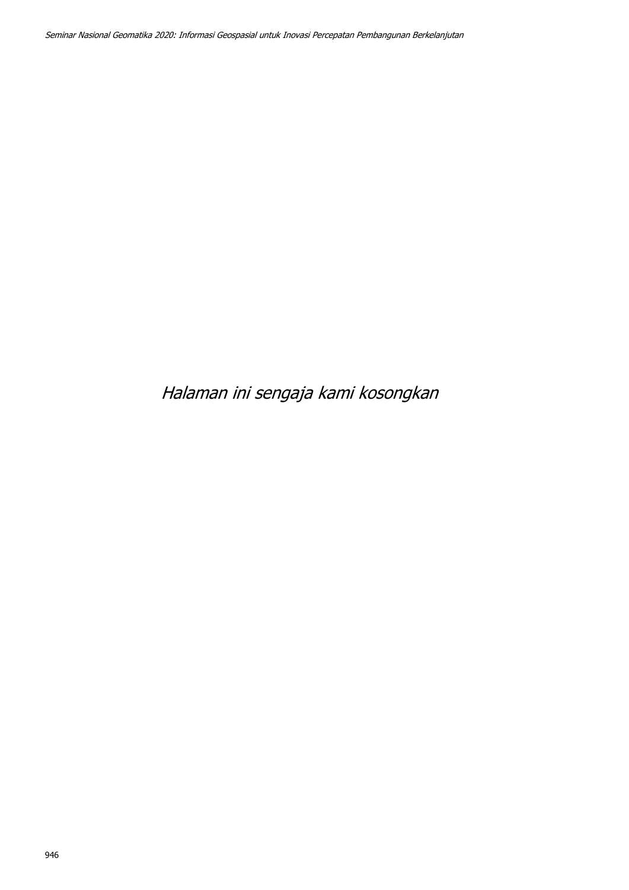*Halaman ini sengaja kami kosongkan*